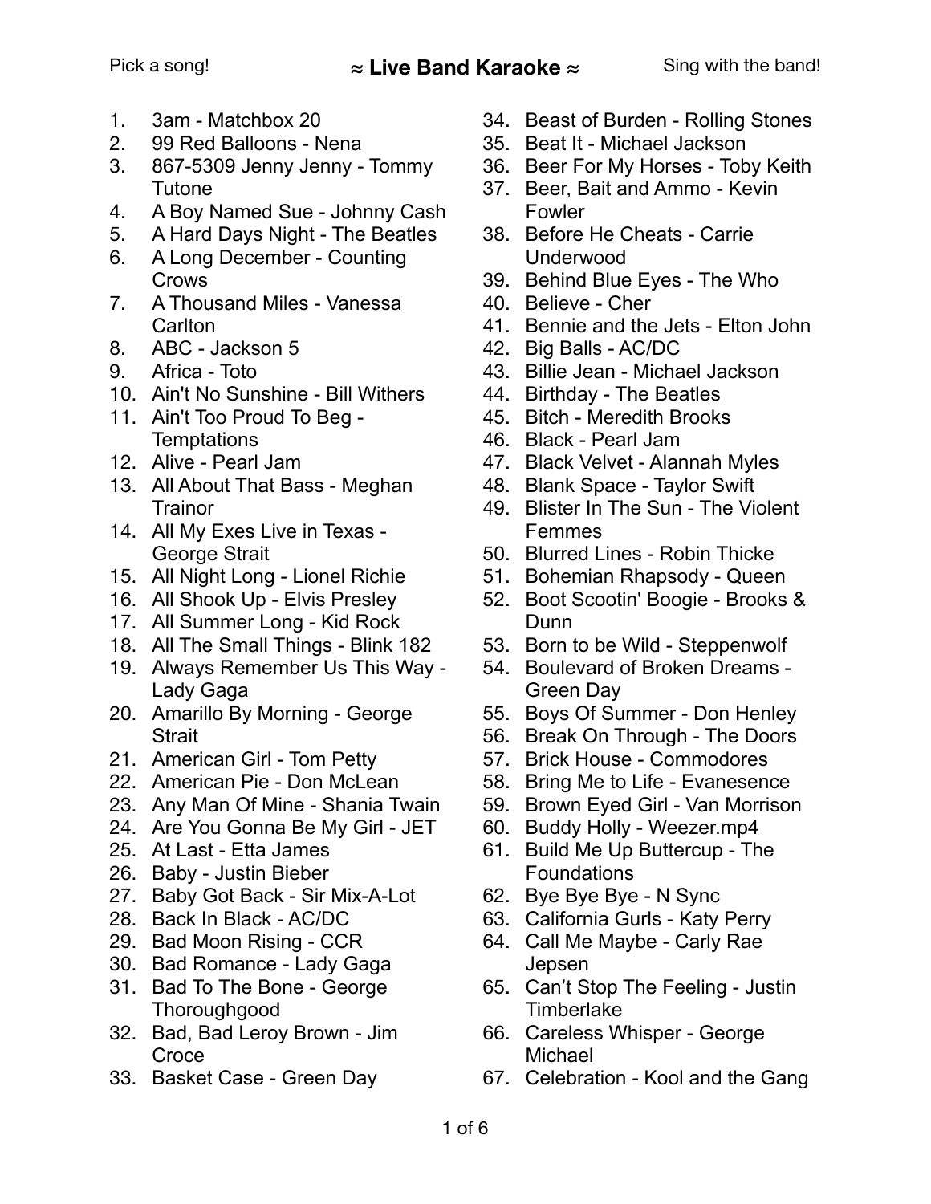Pick a song!

# ≈ Live Band Karaoke ≈

Sing with the band!

1. 3am - Matchbox 20
2. 99 Red Balloons - Nena
3. 867-5309 Jenny Jenny - Tommy Tutone
4. A Boy Named Sue - Johnny Cash
5. A Hard Days Night - The Beatles
6. A Long December - Counting Crows
7. A Thousand Miles - Vanessa Carlton
8. ABC - Jackson 5
9. Africa - Toto
10. Ain't No Sunshine - Bill Withers
11. Ain't Too Proud To Beg - Temptations
12. Alive - Pearl Jam
13. All About That Bass - Meghan Trainor
14. All My Exes Live in Texas - George Strait
15. All Night Long - Lionel Richie
16. All Shook Up - Elvis Presley
17. All Summer Long - Kid Rock
18. All The Small Things - Blink 182
19. Always Remember Us This Way - Lady Gaga
20. Amarillo By Morning - George Strait
21. American Girl - Tom Petty
22. American Pie - Don McLean
23. Any Man Of Mine - Shania Twain
24. Are You Gonna Be My Girl - JET
25. At Last - Etta James
26. Baby - Justin Bieber
27. Baby Got Back - Sir Mix-A-Lot
28. Back In Black - AC/DC
29. Bad Moon Rising - CCR
30. Bad Romance - Lady Gaga
31. Bad To The Bone - George Thoroughgood
32. Bad, Bad Leroy Brown - Jim Croce
33. Basket Case - Green Day
34. Beast of Burden - Rolling Stones
35. Beat It - Michael Jackson
36. Beer For My Horses - Toby Keith
37. Beer, Bait and Ammo - Kevin Fowler
38. Before He Cheats - Carrie Underwood
39. Behind Blue Eyes - The Who
40. Believe - Cher
41. Bennie and the Jets - Elton John
42. Big Balls - AC/DC
43. Billie Jean - Michael Jackson
44. Birthday - The Beatles
45. Bitch - Meredith Brooks
46. Black - Pearl Jam
47. Black Velvet - Alannah Myles
48. Blank Space - Taylor Swift
49. Blister In The Sun - The Violent Femmes
50. Blurred Lines - Robin Thicke
51. Bohemian Rhapsody - Queen
52. Boot Scootin' Boogie - Brooks & Dunn
53. Born to be Wild - Steppenwolf
54. Boulevard of Broken Dreams - Green Day
55. Boys Of Summer - Don Henley
56. Break On Through - The Doors
57. Brick House - Commodores
58. Bring Me to Life - Evanesence
59. Brown Eyed Girl - Van Morrison
60. Buddy Holly - Weezer.mp4
61. Build Me Up Buttercup - The Foundations
62. Bye Bye Bye - N Sync
63. California Gurls - Katy Perry
64. Call Me Maybe - Carly Rae Jepsen
65. Can't Stop The Feeling - Justin Timberlake
66. Careless Whisper - George Michael
67. Celebration - Kool and the Gang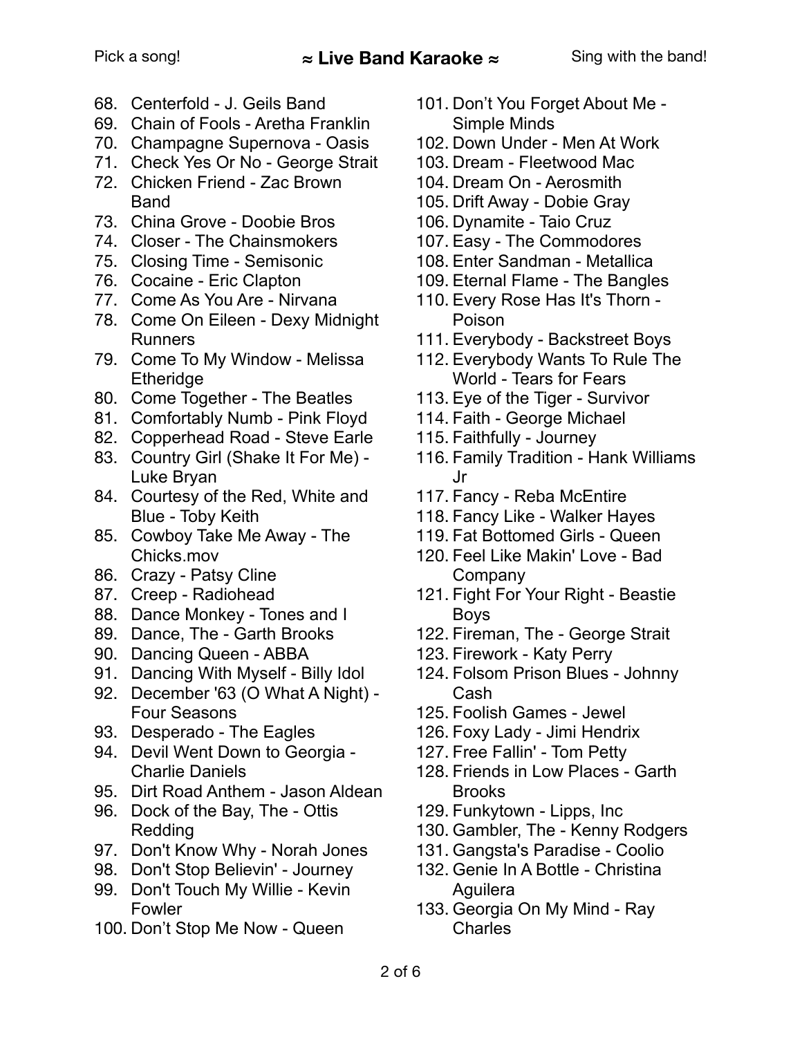68. Centerfold - J. Geils Band
69. Chain of Fools - Aretha Franklin
70. Champagne Supernova - Oasis
71. Check Yes Or No - George Strait
72. Chicken Friend - Zac Brown Band
73. China Grove - Doobie Bros
74. Closer - The Chainsmokers
75. Closing Time - Semisonic
76. Cocaine - Eric Clapton
77. Come As You Are - Nirvana
78. Come On Eileen - Dexy Midnight Runners
79. Come To My Window - Melissa Etheridge
80. Come Together - The Beatles
81. Comfortably Numb - Pink Floyd
82. Copperhead Road - Steve Earle
83. Country Girl (Shake It For Me) - Luke Bryan
84. Courtesy of the Red, White and Blue - Toby Keith
85. Cowboy Take Me Away - The Chicks.mov
86. Crazy - Patsy Cline
87. Creep - Radiohead
88. Dance Monkey - Tones and I
89. Dance, The - Garth Brooks
90. Dancing Queen - ABBA
91. Dancing With Myself - Billy Idol
92. December '63 (O What A Night) - Four Seasons
93. Desperado - The Eagles
94. Devil Went Down to Georgia - Charlie Daniels
95. Dirt Road Anthem - Jason Aldean
96. Dock of the Bay, The - Ottis Redding
97. Don't Know Why - Norah Jones
98. Don't Stop Believin' - Journey
99. Don't Touch My Willie - Kevin Fowler
100. Don’t Stop Me Now - Queen
101. Don’t You Forget About Me - Simple Minds
102. Down Under - Men At Work
103. Dream - Fleetwood Mac
104. Dream On - Aerosmith
105. Drift Away - Dobie Gray
106. Dynamite - Taio Cruz
107. Easy - The Commodores
108. Enter Sandman - Metallica
109. Eternal Flame - The Bangles
110. Every Rose Has It's Thorn - Poison
111. Everybody - Backstreet Boys
112. Everybody Wants To Rule The World - Tears for Fears
113. Eye of the Tiger - Survivor
114. Faith - George Michael
115. Faithfully - Journey
116. Family Tradition - Hank Williams Jr
117. Fancy - Reba McEntire
118. Fancy Like - Walker Hayes
119. Fat Bottomed Girls - Queen
120. Feel Like Makin' Love - Bad Company
121. Fight For Your Right - Beastie Boys
122. Fireman, The - George Strait
123. Firework - Katy Perry
124. Folsom Prison Blues - Johnny Cash
125. Foolish Games - Jewel
126. Foxy Lady - Jimi Hendrix
127. Free Fallin' - Tom Petty
128. Friends in Low Places - Garth Brooks
129. Funkytown - Lipps, Inc
130. Gambler, The - Kenny Rodgers
131. Gangsta's Paradise - Coolio
132. Genie In A Bottle - Christina Aguilera
133. Georgia On My Mind - Ray Charles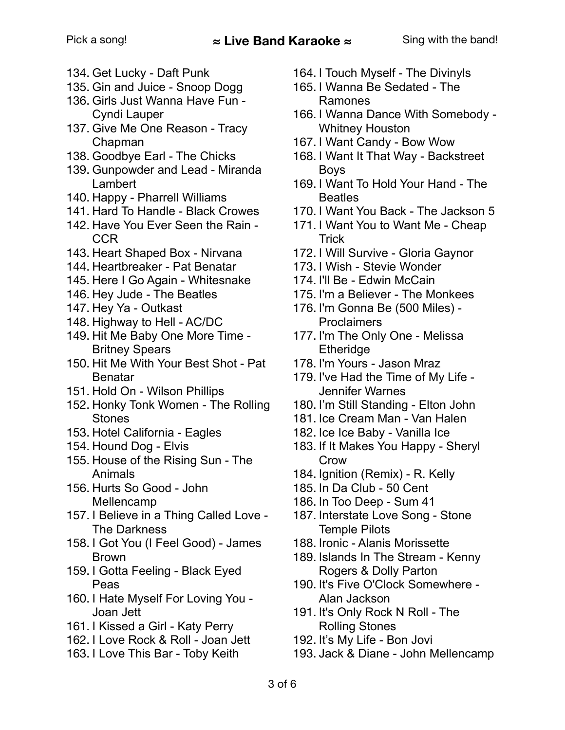134. Get Lucky - Daft Punk
135. Gin and Juice - Snoop Dogg
136. Girls Just Wanna Have Fun - Cyndi Lauper
137. Give Me One Reason - Tracy Chapman
138. Goodbye Earl - The Chicks
139. Gunpowder and Lead - Miranda Lambert
140. Happy - Pharrell Williams
141. Hard To Handle - Black Crowes
142. Have You Ever Seen the Rain - CCR
143. Heart Shaped Box - Nirvana
144. Heartbreaker - Pat Benatar
145. Here I Go Again - Whitesnake
146. Hey Jude - The Beatles
147. Hey Ya - Outkast
148. Highway to Hell - AC/DC
149. Hit Me Baby One More Time - Britney Spears
150. Hit Me With Your Best Shot - Pat Benatar
151. Hold On - Wilson Phillips
152. Honky Tonk Women - The Rolling Stones
153. Hotel California - Eagles
154. Hound Dog - Elvis
155. House of the Rising Sun - The Animals
156. Hurts So Good - John Mellencamp
157. I Believe in a Thing Called Love - The Darkness
158. I Got You (I Feel Good) - James Brown
159. I Gotta Feeling - Black Eyed Peas
160. I Hate Myself For Loving You - Joan Jett
161. I Kissed a Girl - Katy Perry
162. I Love Rock & Roll - Joan Jett
163. I Love This Bar - Toby Keith
164. I Touch Myself - The Divinyls
165. I Wanna Be Sedated - The Ramones
166. I Wanna Dance With Somebody - Whitney Houston
167. I Want Candy - Bow Wow
168. I Want It That Way - Backstreet Boys
169. I Want To Hold Your Hand - The Beatles
170. I Want You Back - The Jackson 5
171. I Want You to Want Me - Cheap Trick
172. I Will Survive - Gloria Gaynor
173. I Wish - Stevie Wonder
174. I'll Be - Edwin McCain
175. I'm a Believer - The Monkees
176. I'm Gonna Be (500 Miles) - Proclaimers
177. I'm The Only One - Melissa Etheridge
178. I'm Yours - Jason Mraz
179. I've Had the Time of My Life - Jennifer Warnes
180. I’m Still Standing - Elton John
181. Ice Cream Man - Van Halen
182. Ice Ice Baby - Vanilla Ice
183. If It Makes You Happy - Sheryl Crow
184. Ignition (Remix) - R. Kelly
185. In Da Club - 50 Cent
186. In Too Deep - Sum 41
187. Interstate Love Song - Stone Temple Pilots
188. Ironic - Alanis Morissette
189. Islands In The Stream - Kenny Rogers & Dolly Parton
190. It's Five O'Clock Somewhere - Alan Jackson
191. It's Only Rock N Roll - The Rolling Stones
192. It’s My Life - Bon Jovi
193. Jack & Diane - John Mellencamp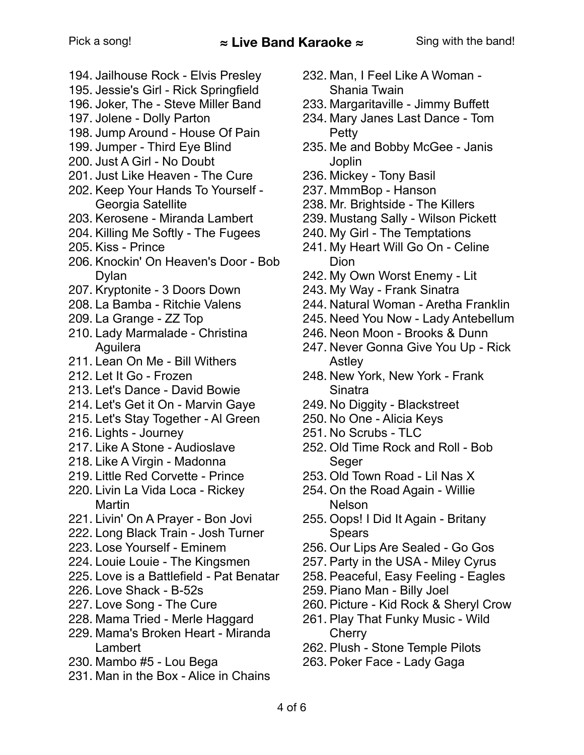194. Jailhouse Rock - Elvis Presley
195. Jessie's Girl - Rick Springfield
196. Joker, The - Steve Miller Band
197. Jolene - Dolly Parton
198. Jump Around - House Of Pain
199. Jumper - Third Eye Blind
200. Just A Girl - No Doubt
201. Just Like Heaven - The Cure
202. Keep Your Hands To Yourself - Georgia Satellite
203. Kerosene - Miranda Lambert
204. Killing Me Softly - The Fugees
205. Kiss - Prince
206. Knockin' On Heaven's Door - Bob Dylan
207. Kryptonite - 3 Doors Down
208. La Bamba - Ritchie Valens
209. La Grange - ZZ Top
210. Lady Marmalade - Christina Aguilera
211. Lean On Me - Bill Withers
212. Let It Go - Frozen
213. Let's Dance - David Bowie
214. Let's Get it On - Marvin Gaye
215. Let's Stay Together - Al Green
216. Lights - Journey
217. Like A Stone - Audioslave
218. Like A Virgin - Madonna
219. Little Red Corvette - Prince
220. Livin La Vida Loca - Rickey Martin
221. Livin' On A Prayer - Bon Jovi
222. Long Black Train - Josh Turner
223. Lose Yourself - Eminem
224. Louie Louie - The Kingsmen
225. Love is a Battlefield - Pat Benatar
226. Love Shack - B-52s
227. Love Song - The Cure
228. Mama Tried - Merle Haggard
229. Mama's Broken Heart - Miranda Lambert
230. Mambo #5 - Lou Bega
231. Man in the Box - Alice in Chains
232. Man, I Feel Like A Woman - Shania Twain
233. Margaritaville - Jimmy Buffett
234. Mary Janes Last Dance - Tom Petty
235. Me and Bobby McGee - Janis Joplin
236. Mickey - Tony Basil
237. MmmBop - Hanson
238. Mr. Brightside - The Killers
239. Mustang Sally - Wilson Pickett
240. My Girl - The Temptations
241. My Heart Will Go On - Celine Dion
242. My Own Worst Enemy - Lit
243. My Way - Frank Sinatra
244. Natural Woman - Aretha Franklin
245. Need You Now - Lady Antebellum
246. Neon Moon - Brooks & Dunn
247. Never Gonna Give You Up - Rick Astley
248. New York, New York - Frank Sinatra
249. No Diggity - Blackstreet
250. No One - Alicia Keys
251. No Scrubs - TLC
252. Old Time Rock and Roll - Bob Seger
253. Old Town Road - Lil Nas X
254. On the Road Again - Willie Nelson
255. Oops! I Did It Again - Britany Spears
256. Our Lips Are Sealed - Go Gos
257. Party in the USA - Miley Cyrus
258. Peaceful, Easy Feeling - Eagles
259. Piano Man - Billy Joel
260. Picture - Kid Rock & Sheryl Crow
261. Play That Funky Music - Wild Cherry
262. Plush - Stone Temple Pilots
263. Poker Face - Lady Gaga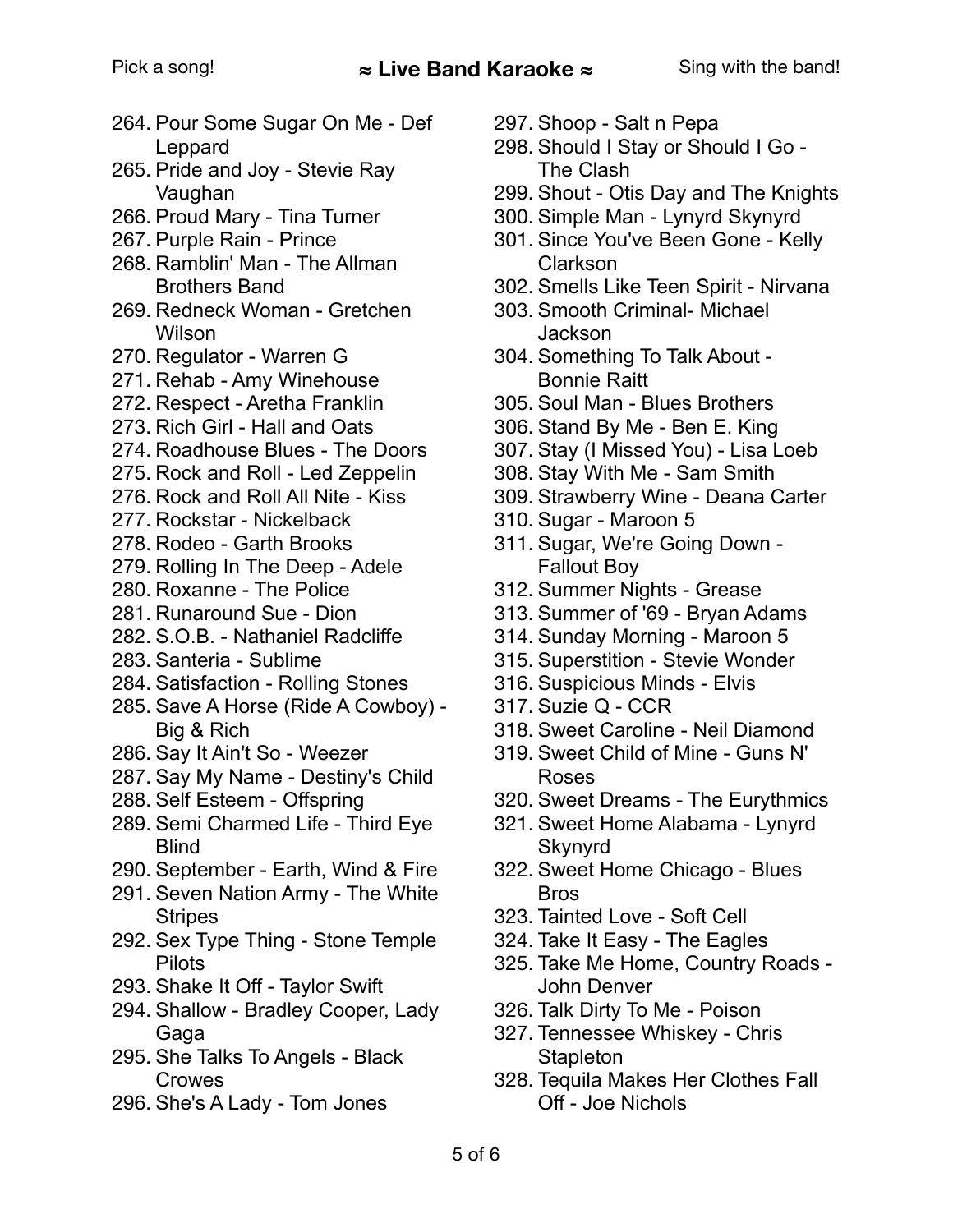264. Pour Some Sugar On Me - Def Leppard
265. Pride and Joy - Stevie Ray Vaughan
266. Proud Mary - Tina Turner
267. Purple Rain - Prince
268. Ramblin' Man - The Allman Brothers Band
269. Redneck Woman - Gretchen Wilson
270. Regulator - Warren G
271. Rehab - Amy Winehouse
272. Respect - Aretha Franklin
273. Rich Girl - Hall and Oats
274. Roadhouse Blues - The Doors
275. Rock and Roll - Led Zeppelin
276. Rock and Roll All Nite - Kiss
277. Rockstar - Nickelback
278. Rodeo - Garth Brooks
279. Rolling In The Deep - Adele
280. Roxanne - The Police
281. Runaround Sue - Dion
282. S.O.B. - Nathaniel Radcliffe
283. Santeria - Sublime
284. Satisfaction - Rolling Stones
285. Save A Horse (Ride A Cowboy) - Big & Rich
286. Say It Ain't So - Weezer
287. Say My Name - Destiny's Child
288. Self Esteem - Offspring
289. Semi Charmed Life - Third Eye Blind
290. September - Earth, Wind & Fire
291. Seven Nation Army - The White Stripes
292. Sex Type Thing - Stone Temple Pilots
293. Shake It Off - Taylor Swift
294. Shallow - Bradley Cooper, Lady Gaga
295. She Talks To Angels - Black Crowes
296. She's A Lady - Tom Jones
297. Shoop - Salt n Pepa
298. Should I Stay or Should I Go - The Clash
299. Shout - Otis Day and The Knights
300. Simple Man - Lynyrd Skynyrd
301. Since You've Been Gone - Kelly Clarkson
302. Smells Like Teen Spirit - Nirvana
303. Smooth Criminal- Michael Jackson
304. Something To Talk About - Bonnie Raitt
305. Soul Man - Blues Brothers
306. Stand By Me - Ben E. King
307. Stay (I Missed You) - Lisa Loeb
308. Stay With Me - Sam Smith
309. Strawberry Wine - Deana Carter
310. Sugar - Maroon 5
311. Sugar, We're Going Down - Fallout Boy
312. Summer Nights - Grease
313. Summer of '69 - Bryan Adams
314. Sunday Morning - Maroon 5
315. Superstition - Stevie Wonder
316. Suspicious Minds - Elvis
317. Suzie Q - CCR
318. Sweet Caroline - Neil Diamond
319. Sweet Child of Mine - Guns N' Roses
320. Sweet Dreams - The Eurythmics
321. Sweet Home Alabama - Lynyrd Skynyrd
322. Sweet Home Chicago - Blues Bros
323. Tainted Love - Soft Cell
324. Take It Easy - The Eagles
325. Take Me Home, Country Roads - John Denver
326. Talk Dirty To Me - Poison
327. Tennessee Whiskey - Chris Stapleton
328. Tequila Makes Her Clothes Fall Off - Joe Nichols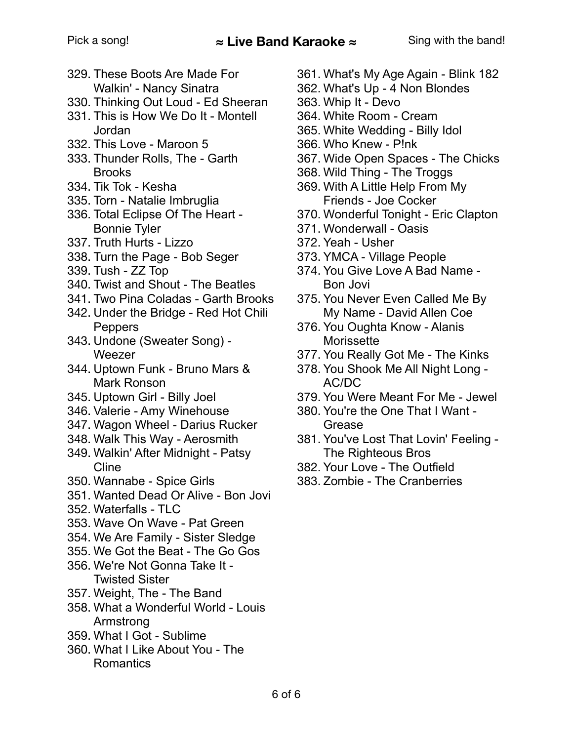329. These Boots Are Made For Walkin' - Nancy Sinatra
330. Thinking Out Loud - Ed Sheeran
331. This is How We Do It - Montell Jordan
332. This Love - Maroon 5
333. Thunder Rolls, The - Garth Brooks
334. Tik Tok - Kesha
335. Torn - Natalie Imbruglia
336. Total Eclipse Of The Heart - Bonnie Tyler
337. Truth Hurts - Lizzo
338. Turn the Page - Bob Seger
339. Tush - ZZ Top
340. Twist and Shout - The Beatles
341. Two Pina Coladas - Garth Brooks
342. Under the Bridge - Red Hot Chili Peppers
343. Undone (Sweater Song) - Weezer
344. Uptown Funk - Bruno Mars & Mark Ronson
345. Uptown Girl - Billy Joel
346. Valerie - Amy Winehouse
347. Wagon Wheel - Darius Rucker
348. Walk This Way - Aerosmith
349. Walkin' After Midnight - Patsy Cline
350. Wannabe - Spice Girls
351. Wanted Dead Or Alive - Bon Jovi
352. Waterfalls - TLC
353. Wave On Wave - Pat Green
354. We Are Family - Sister Sledge
355. We Got the Beat - The Go Gos
356. We're Not Gonna Take It - Twisted Sister
357. Weight, The - The Band
358. What a Wonderful World - Louis Armstrong
359. What I Got - Sublime
360. What I Like About You - The Romantics
361. What's My Age Again - Blink 182
362. What's Up - 4 Non Blondes
363. Whip It - Devo
364. White Room - Cream
365. White Wedding - Billy Idol
366. Who Knew - P!nk
367. Wide Open Spaces - The Chicks
368. Wild Thing - The Troggs
369. With A Little Help From My Friends - Joe Cocker
370. Wonderful Tonight - Eric Clapton
371. Wonderwall - Oasis
372. Yeah - Usher
373. YMCA - Village People
374. You Give Love A Bad Name - Bon Jovi
375. You Never Even Called Me By My Name - David Allen Coe
376. You Oughta Know - Alanis Morissette
377. You Really Got Me - The Kinks
378. You Shook Me All Night Long - AC/DC
379. You Were Meant For Me - Jewel
380. You're the One That I Want - Grease
381. You've Lost That Lovin' Feeling - The Righteous Bros
382. Your Love - The Outfield
383. Zombie - The Cranberries